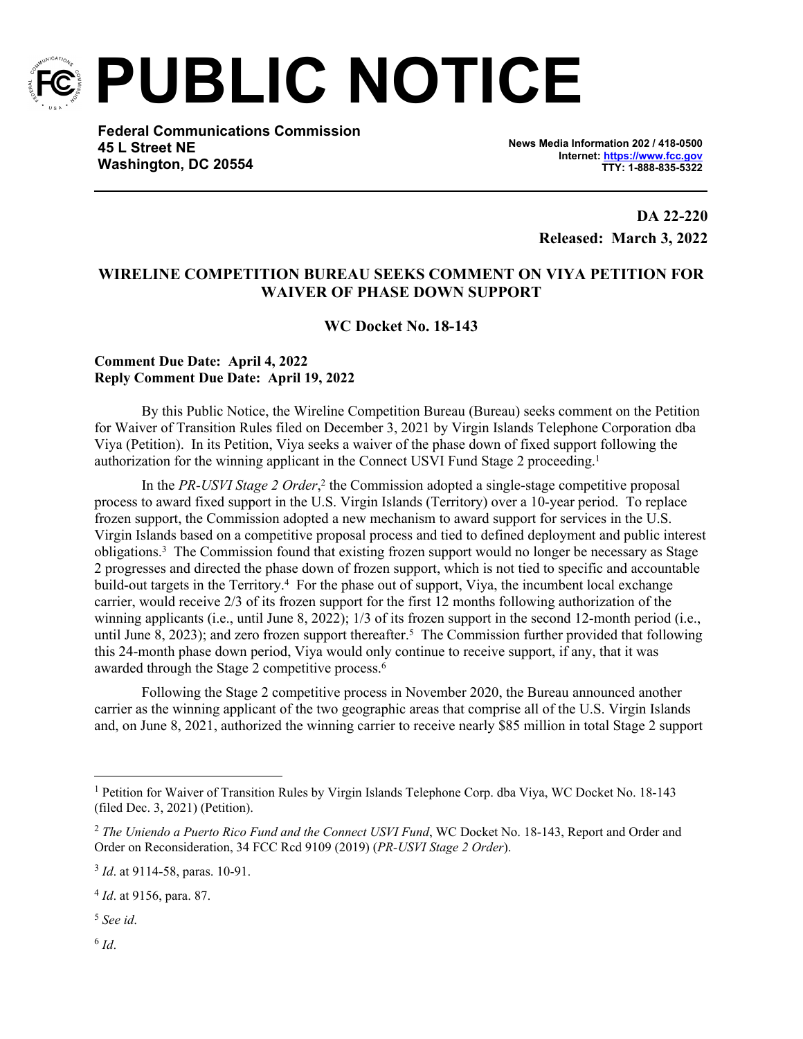# PUBLIC NOTICE

**Federal Communications Commission**
**45 L Street NE**
**Washington, DC 20554**

**News Media Information 202 / 418-0500**
**Internet: https://www.fcc.gov**
**TTY: 1-888-835-5322**

**DA 22-220**
**Released: March 3, 2022**

## WIRELINE COMPETITION BUREAU SEEKS COMMENT ON VIYA PETITION FOR WAIVER OF PHASE DOWN SUPPORT

**WC Docket No. 18-143**

**Comment Due Date: April 4, 2022**
**Reply Comment Due Date: April 19, 2022**

By this Public Notice, the Wireline Competition Bureau (Bureau) seeks comment on the Petition for Waiver of Transition Rules filed on December 3, 2021 by Virgin Islands Telephone Corporation dba Viya (Petition). In its Petition, Viya seeks a waiver of the phase down of fixed support following the authorization for the winning applicant in the Connect USVI Fund Stage 2 proceeding.[1]

In the *PR-USVI Stage 2 Order*,[2] the Commission adopted a single-stage competitive proposal process to award fixed support in the U.S. Virgin Islands (Territory) over a 10-year period. To replace frozen support, the Commission adopted a new mechanism to award support for services in the U.S. Virgin Islands based on a competitive proposal process and tied to defined deployment and public interest obligations.[3] The Commission found that existing frozen support would no longer be necessary as Stage 2 progresses and directed the phase down of frozen support, which is not tied to specific and accountable build-out targets in the Territory.[4] For the phase out of support, Viya, the incumbent local exchange carrier, would receive 2/3 of its frozen support for the first 12 months following authorization of the winning applicants (i.e., until June 8, 2022); 1/3 of its frozen support in the second 12-month period (i.e., until June 8, 2023); and zero frozen support thereafter.[5] The Commission further provided that following this 24-month phase down period, Viya would only continue to receive support, if any, that it was awarded through the Stage 2 competitive process.[6]

Following the Stage 2 competitive process in November 2020, the Bureau announced another carrier as the winning applicant of the two geographic areas that comprise all of the U.S. Virgin Islands and, on June 8, 2021, authorized the winning carrier to receive nearly $85 million in total Stage 2 support

---

[1] Petition for Waiver of Transition Rules by Virgin Islands Telephone Corp. dba Viya, WC Docket No. 18-143 (filed Dec. 3, 2021) (Petition).

[2] *The Uniendo a Puerto Rico Fund and the Connect USVI Fund*, WC Docket No. 18-143, Report and Order and Order on Reconsideration, 34 FCC Rcd 9109 (2019) (*PR-USVI Stage 2 Order*).

[3] *Id*. at 9114-58, paras. 10-91.

[4] *Id*. at 9156, para. 87.

[5] *See id*.

[6] *Id*.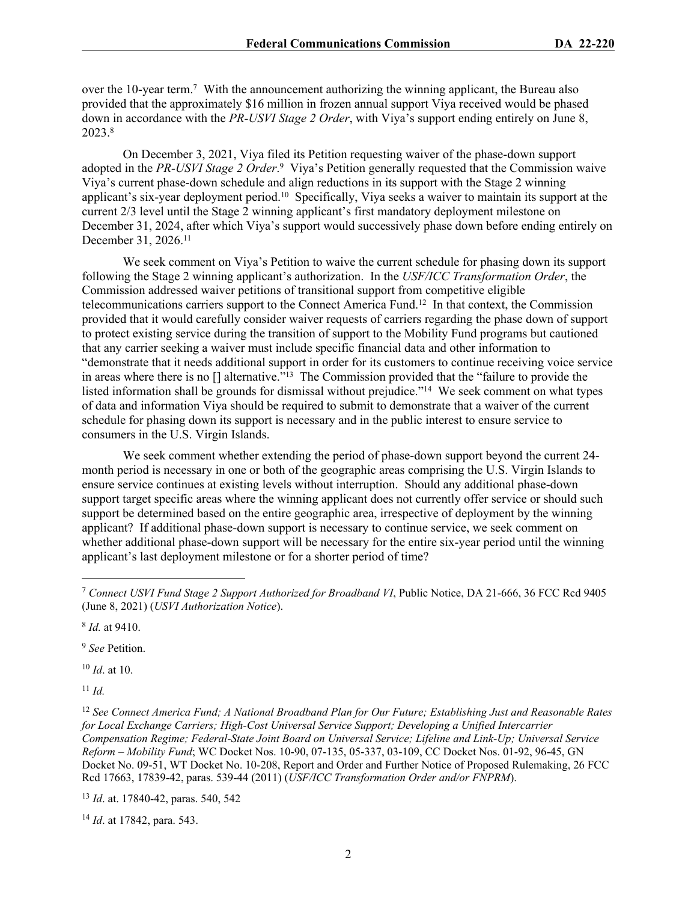over the 10-year term.[7] With the announcement authorizing the winning applicant, the Bureau also provided that the approximately $16 million in frozen annual support Viya received would be phased down in accordance with the *PR-USVI Stage 2 Order*, with Viya's support ending entirely on June 8, 2023.[8]

On December 3, 2021, Viya filed its Petition requesting waiver of the phase-down support adopted in the *PR-USVI Stage 2 Order*.[9] Viya's Petition generally requested that the Commission waive Viya's current phase-down schedule and align reductions in its support with the Stage 2 winning applicant's six-year deployment period.[10] Specifically, Viya seeks a waiver to maintain its support at the current 2/3 level until the Stage 2 winning applicant's first mandatory deployment milestone on December 31, 2024, after which Viya's support would successively phase down before ending entirely on December 31, 2026.[11]

We seek comment on Viya's Petition to waive the current schedule for phasing down its support following the Stage 2 winning applicant's authorization. In the *USF/ICC Transformation Order*, the Commission addressed waiver petitions of transitional support from competitive eligible telecommunications carriers support to the Connect America Fund.[12] In that context, the Commission provided that it would carefully consider waiver requests of carriers regarding the phase down of support to protect existing service during the transition of support to the Mobility Fund programs but cautioned that any carrier seeking a waiver must include specific financial data and other information to "demonstrate that it needs additional support in order for its customers to continue receiving voice service in areas where there is no [] alternative."[13] The Commission provided that the "failure to provide the listed information shall be grounds for dismissal without prejudice."[14] We seek comment on what types of data and information Viya should be required to submit to demonstrate that a waiver of the current schedule for phasing down its support is necessary and in the public interest to ensure service to consumers in the U.S. Virgin Islands.

We seek comment whether extending the period of phase-down support beyond the current 24-month period is necessary in one or both of the geographic areas comprising the U.S. Virgin Islands to ensure service continues at existing levels without interruption. Should any additional phase-down support target specific areas where the winning applicant does not currently offer service or should such support be determined based on the entire geographic area, irrespective of deployment by the winning applicant? If additional phase-down support is necessary to continue service, we seek comment on whether additional phase-down support will be necessary for the entire six-year period until the winning applicant's last deployment milestone or for a shorter period of time?

---

[7] *Connect USVI Fund Stage 2 Support Authorized for Broadband VI*, Public Notice, DA 21-666, 36 FCC Rcd 9405 (June 8, 2021) (*USVI Authorization Notice*).

[8] *Id.* at 9410.

[9] *See* Petition.

[10] *Id*. at 10.

[11] *Id.*

[12] *See Connect America Fund; A National Broadband Plan for Our Future; Establishing Just and Reasonable Rates for Local Exchange Carriers; High-Cost Universal Service Support; Developing a Unified Intercarrier Compensation Regime; Federal-State Joint Board on Universal Service; Lifeline and Link-Up; Universal Service Reform – Mobility Fund*; WC Docket Nos. 10-90, 07-135, 05-337, 03-109, CC Docket Nos. 01-92, 96-45, GN Docket No. 09-51, WT Docket No. 10-208, Report and Order and Further Notice of Proposed Rulemaking, 26 FCC Rcd 17663, 17839-42, paras. 539-44 (2011) (*USF/ICC Transformation Order and/or FNPRM*).

[13] *Id*. at. 17840-42, paras. 540, 542

[14] *Id*. at 17842, para. 543.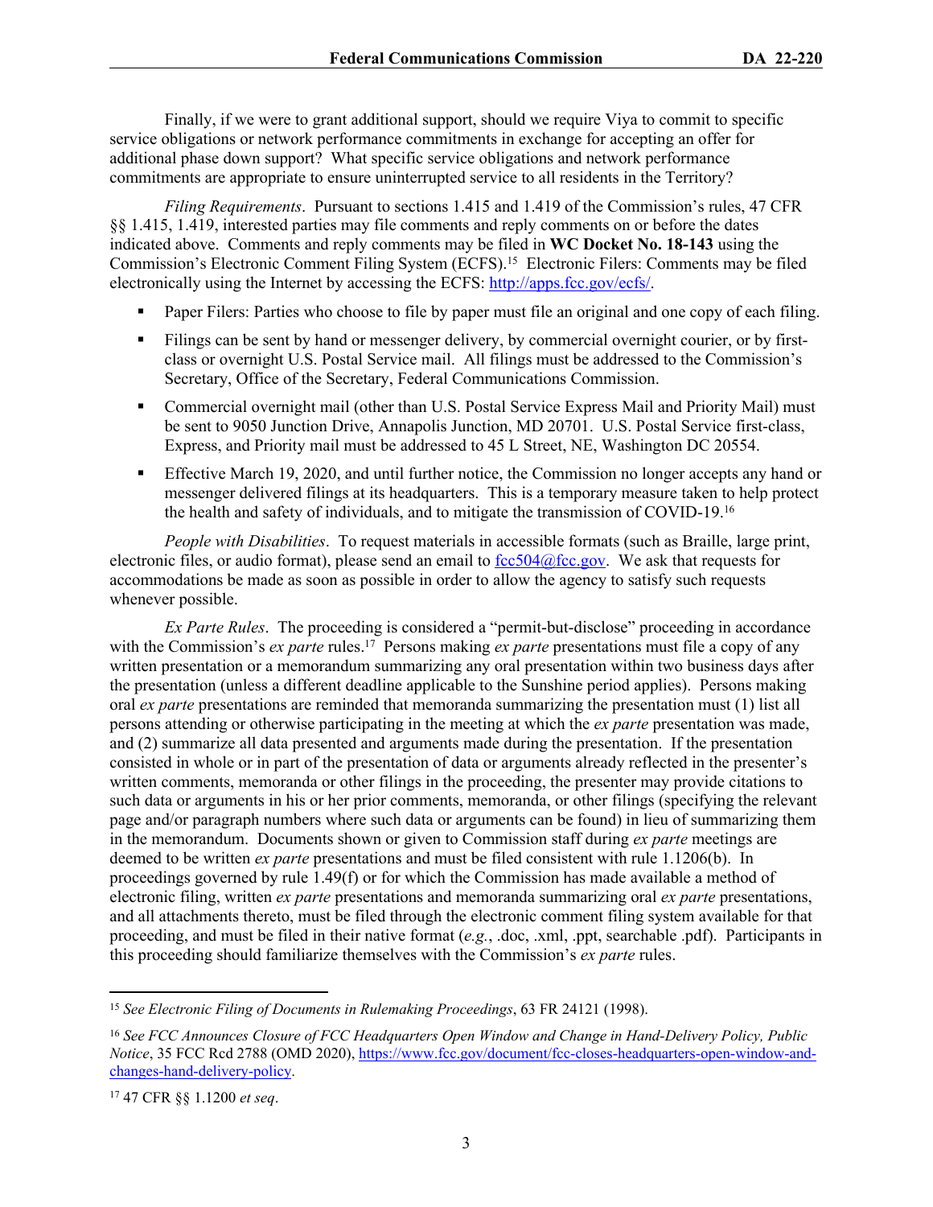Finally, if we were to grant additional support, should we require Viya to commit to specific service obligations or network performance commitments in exchange for accepting an offer for additional phase down support? What specific service obligations and network performance commitments are appropriate to ensure uninterrupted service to all residents in the Territory?

*Filing Requirements*. Pursuant to sections 1.415 and 1.419 of the Commission's rules, 47 CFR §§ 1.415, 1.419, interested parties may file comments and reply comments on or before the dates indicated above. Comments and reply comments may be filed in **WC Docket No. 18-143** using the Commission's Electronic Comment Filing System (ECFS).[15] Electronic Filers: Comments may be filed electronically using the Internet by accessing the ECFS: http://apps.fcc.gov/ecfs/.

- Paper Filers: Parties who choose to file by paper must file an original and one copy of each filing.
- Filings can be sent by hand or messenger delivery, by commercial overnight courier, or by first-class or overnight U.S. Postal Service mail. All filings must be addressed to the Commission's Secretary, Office of the Secretary, Federal Communications Commission.
- Commercial overnight mail (other than U.S. Postal Service Express Mail and Priority Mail) must be sent to 9050 Junction Drive, Annapolis Junction, MD 20701. U.S. Postal Service first-class, Express, and Priority mail must be addressed to 45 L Street, NE, Washington DC 20554.
- Effective March 19, 2020, and until further notice, the Commission no longer accepts any hand or messenger delivered filings at its headquarters. This is a temporary measure taken to help protect the health and safety of individuals, and to mitigate the transmission of COVID-19.[16]

*People with Disabilities*. To request materials in accessible formats (such as Braille, large print, electronic files, or audio format), please send an email to fcc504@fcc.gov. We ask that requests for accommodations be made as soon as possible in order to allow the agency to satisfy such requests whenever possible.

*Ex Parte Rules*. The proceeding is considered a "permit-but-disclose" proceeding in accordance with the Commission's *ex parte* rules.[17] Persons making *ex parte* presentations must file a copy of any written presentation or a memorandum summarizing any oral presentation within two business days after the presentation (unless a different deadline applicable to the Sunshine period applies). Persons making oral *ex parte* presentations are reminded that memoranda summarizing the presentation must (1) list all persons attending or otherwise participating in the meeting at which the *ex parte* presentation was made, and (2) summarize all data presented and arguments made during the presentation. If the presentation consisted in whole or in part of the presentation of data or arguments already reflected in the presenter's written comments, memoranda or other filings in the proceeding, the presenter may provide citations to such data or arguments in his or her prior comments, memoranda, or other filings (specifying the relevant page and/or paragraph numbers where such data or arguments can be found) in lieu of summarizing them in the memorandum. Documents shown or given to Commission staff during *ex parte* meetings are deemed to be written *ex parte* presentations and must be filed consistent with rule 1.1206(b). In proceedings governed by rule 1.49(f) or for which the Commission has made available a method of electronic filing, written *ex parte* presentations and memoranda summarizing oral *ex parte* presentations, and all attachments thereto, must be filed through the electronic comment filing system available for that proceeding, and must be filed in their native format (*e.g.*, .doc, .xml, .ppt, searchable .pdf). Participants in this proceeding should familiarize themselves with the Commission's *ex parte* rules.

---

[15] *See Electronic Filing of Documents in Rulemaking Proceedings*, 63 FR 24121 (1998).

[16] *See FCC Announces Closure of FCC Headquarters Open Window and Change in Hand-Delivery Policy, Public Notice*, 35 FCC Rcd 2788 (OMD 2020), https://www.fcc.gov/document/fcc-closes-headquarters-open-window-and-changes-hand-delivery-policy.

[17] 47 CFR §§ 1.1200 *et seq*.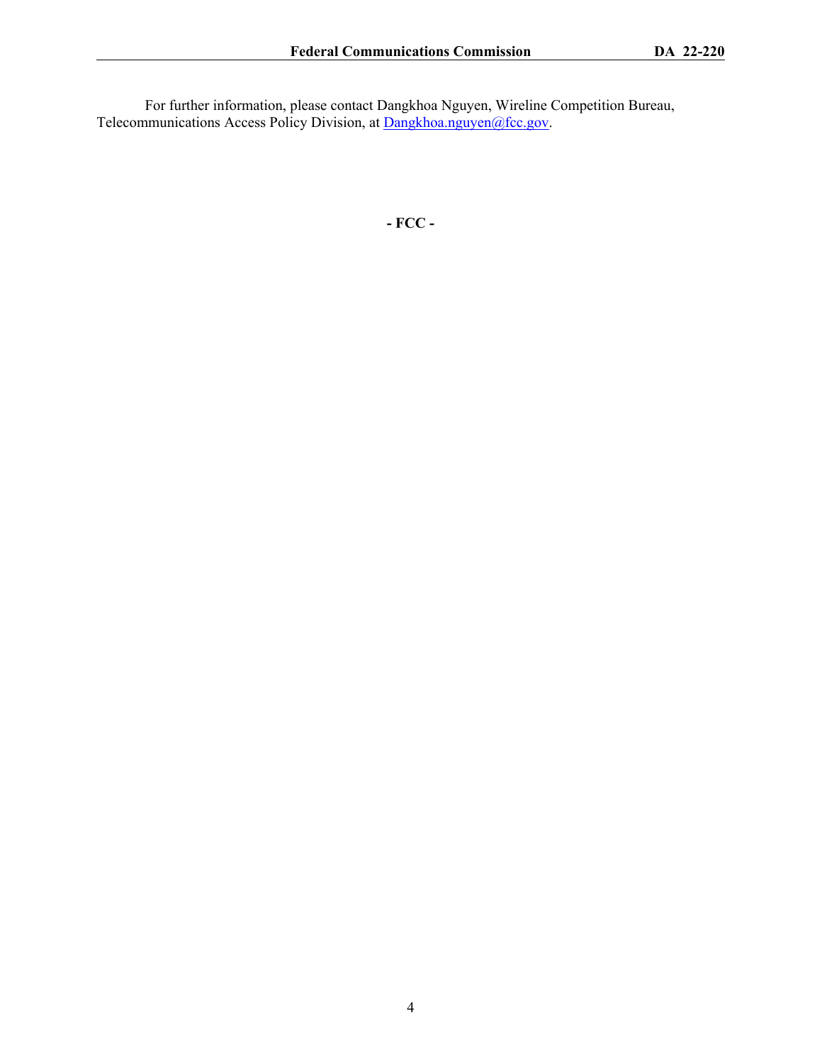For further information, please contact Dangkhoa Nguyen, Wireline Competition Bureau, Telecommunications Access Policy Division, at [Dangkhoa.nguyen@fcc.gov](mailto:Dangkhoa.nguyen@fcc.gov).

**- FCC -**